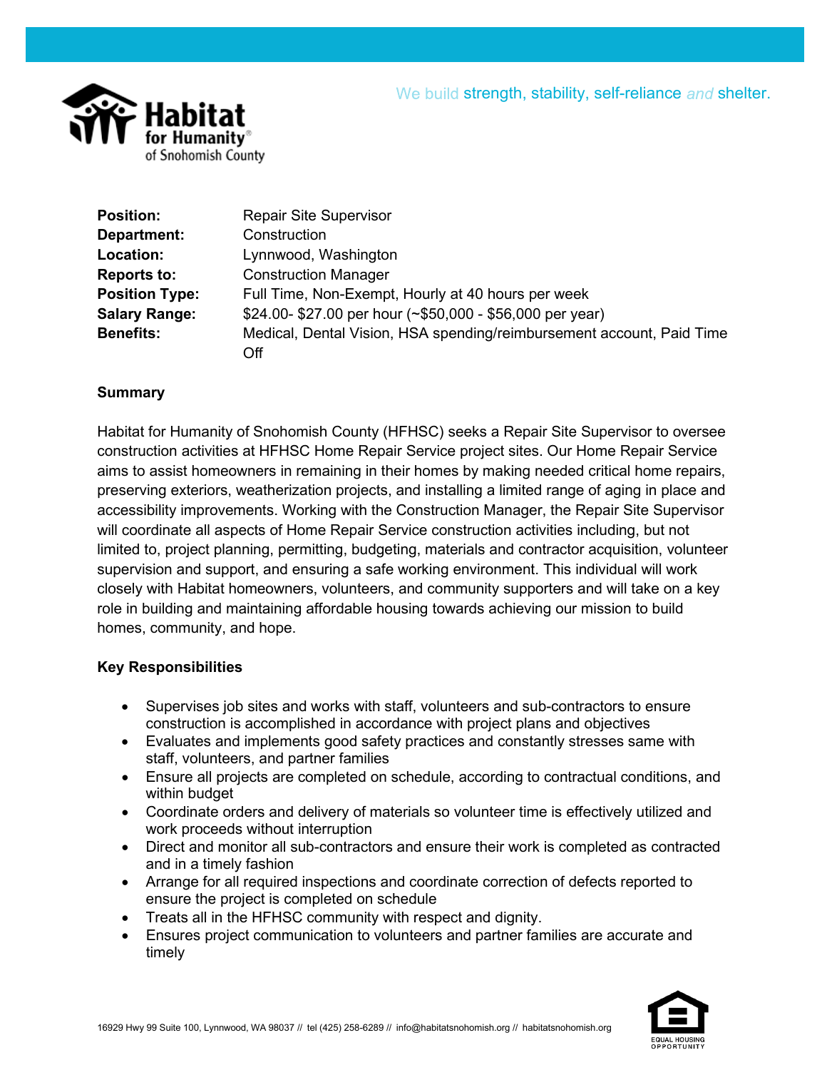We build strength, stability, self-reliance *and* shelter.

| | |
|---|---|
| **Position:** | Repair Site Supervisor |
| **Department:** | Construction |
| **Location:** | Lynnwood, Washington |
| **Reports to:** | Construction Manager |
| **Position Type:** | Full Time, Non-Exempt, Hourly at 40 hours per week |
| **Salary Range:** | $24.00- $27.00 per hour (~$50,000 - $56,000 per year) |
| **Benefits:** | Medical, Dental Vision, HSA spending/reimbursement account, Paid Time Off |

**Summary**

Habitat for Humanity of Snohomish County (HFHSC) seeks a Repair Site Supervisor to oversee construction activities at HFHSC Home Repair Service project sites. Our Home Repair Service aims to assist homeowners in remaining in their homes by making needed critical home repairs, preserving exteriors, weatherization projects, and installing a limited range of aging in place and accessibility improvements. Working with the Construction Manager, the Repair Site Supervisor will coordinate all aspects of Home Repair Service construction activities including, but not limited to, project planning, permitting, budgeting, materials and contractor acquisition, volunteer supervision and support, and ensuring a safe working environment. This individual will work closely with Habitat homeowners, volunteers, and community supporters and will take on a key role in building and maintaining affordable housing towards achieving our mission to build homes, community, and hope.

**Key Responsibilities**

- Supervises job sites and works with staff, volunteers and sub-contractors to ensure construction is accomplished in accordance with project plans and objectives
- Evaluates and implements good safety practices and constantly stresses same with staff, volunteers, and partner families
- Ensure all projects are completed on schedule, according to contractual conditions, and within budget
- Coordinate orders and delivery of materials so volunteer time is effectively utilized and work proceeds without interruption
- Direct and monitor all sub-contractors and ensure their work is completed as contracted and in a timely fashion
- Arrange for all required inspections and coordinate correction of defects reported to ensure the project is completed on schedule
- Treats all in the HFHSC community with respect and dignity.
- Ensures project communication to volunteers and partner families are accurate and timely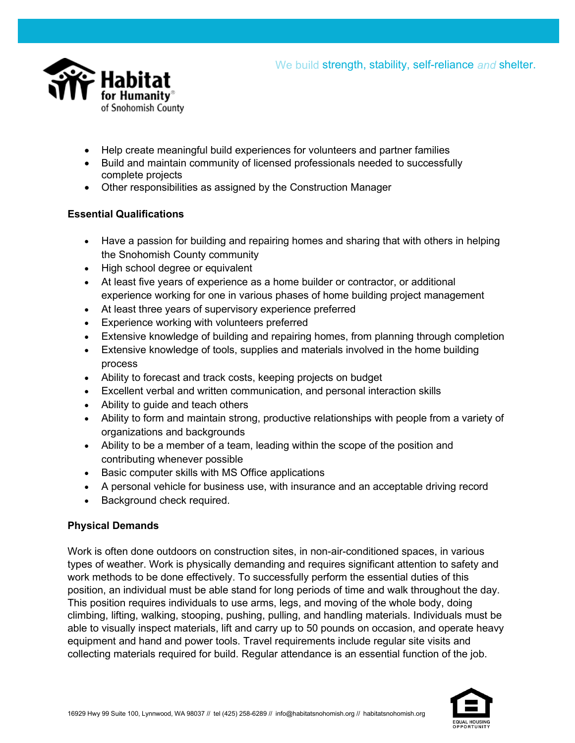- Help create meaningful build experiences for volunteers and partner families
- Build and maintain community of licensed professionals needed to successfully complete projects
- Other responsibilities as assigned by the Construction Manager

**Essential Qualifications**

- Have a passion for building and repairing homes and sharing that with others in helping the Snohomish County community
- High school degree or equivalent
- At least five years of experience as a home builder or contractor, or additional experience working for one in various phases of home building project management
- At least three years of supervisory experience preferred
- Experience working with volunteers preferred
- Extensive knowledge of building and repairing homes, from planning through completion
- Extensive knowledge of tools, supplies and materials involved in the home building process
- Ability to forecast and track costs, keeping projects on budget
- Excellent verbal and written communication, and personal interaction skills
- Ability to guide and teach others
- Ability to form and maintain strong, productive relationships with people from a variety of organizations and backgrounds
- Ability to be a member of a team, leading within the scope of the position and contributing whenever possible
- Basic computer skills with MS Office applications
- A personal vehicle for business use, with insurance and an acceptable driving record
- Background check required.

**Physical Demands**

Work is often done outdoors on construction sites, in non-air-conditioned spaces, in various types of weather. Work is physically demanding and requires significant attention to safety and work methods to be done effectively. To successfully perform the essential duties of this position, an individual must be able stand for long periods of time and walk throughout the day. This position requires individuals to use arms, legs, and moving of the whole body, doing climbing, lifting, walking, stooping, pushing, pulling, and handling materials. Individuals must be able to visually inspect materials, lift and carry up to 50 pounds on occasion, and operate heavy equipment and hand and power tools. Travel requirements include regular site visits and collecting materials required for build. Regular attendance is an essential function of the job.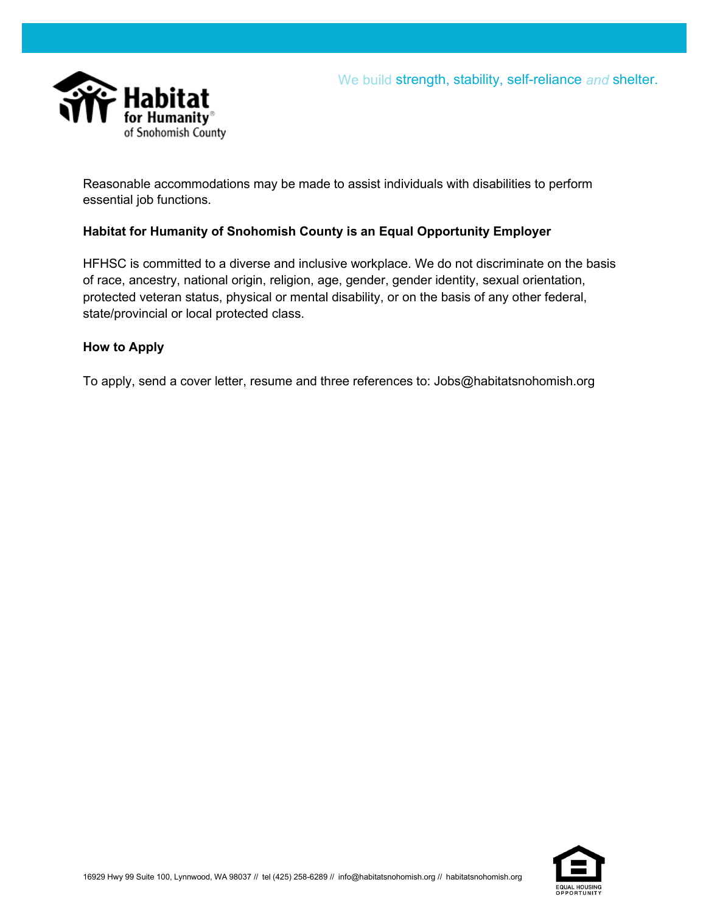Reasonable accommodations may be made to assist individuals with disabilities to perform essential job functions.

**Habitat for Humanity of Snohomish County is an Equal Opportunity Employer**

HFHSC is committed to a diverse and inclusive workplace. We do not discriminate on the basis of race, ancestry, national origin, religion, age, gender, gender identity, sexual orientation, protected veteran status, physical or mental disability, or on the basis of any other federal, state/provincial or local protected class.

**How to Apply**

To apply, send a cover letter, resume and three references to: Jobs@habitatsnohomish.org